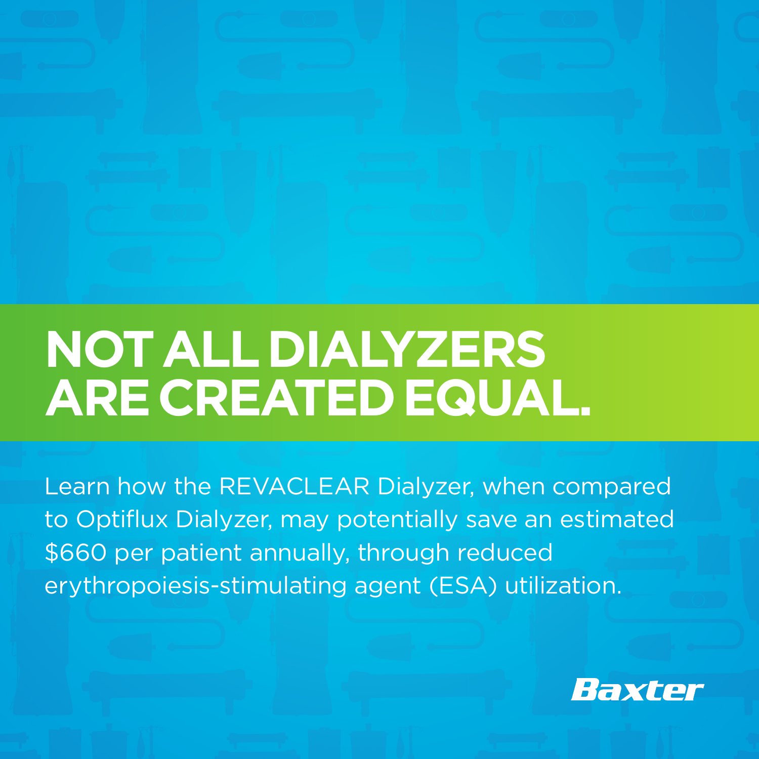# NOT ALL DIALYZERS ARE CREATED EQUAL.

Learn how the REVACLEAR Dialyzer, when compared to Optiflux Dialyzer, may potentially save an estimated $660 per patient annually, through reduced erythropoiesis-stimulating agent (ESA) utilization.

Baxter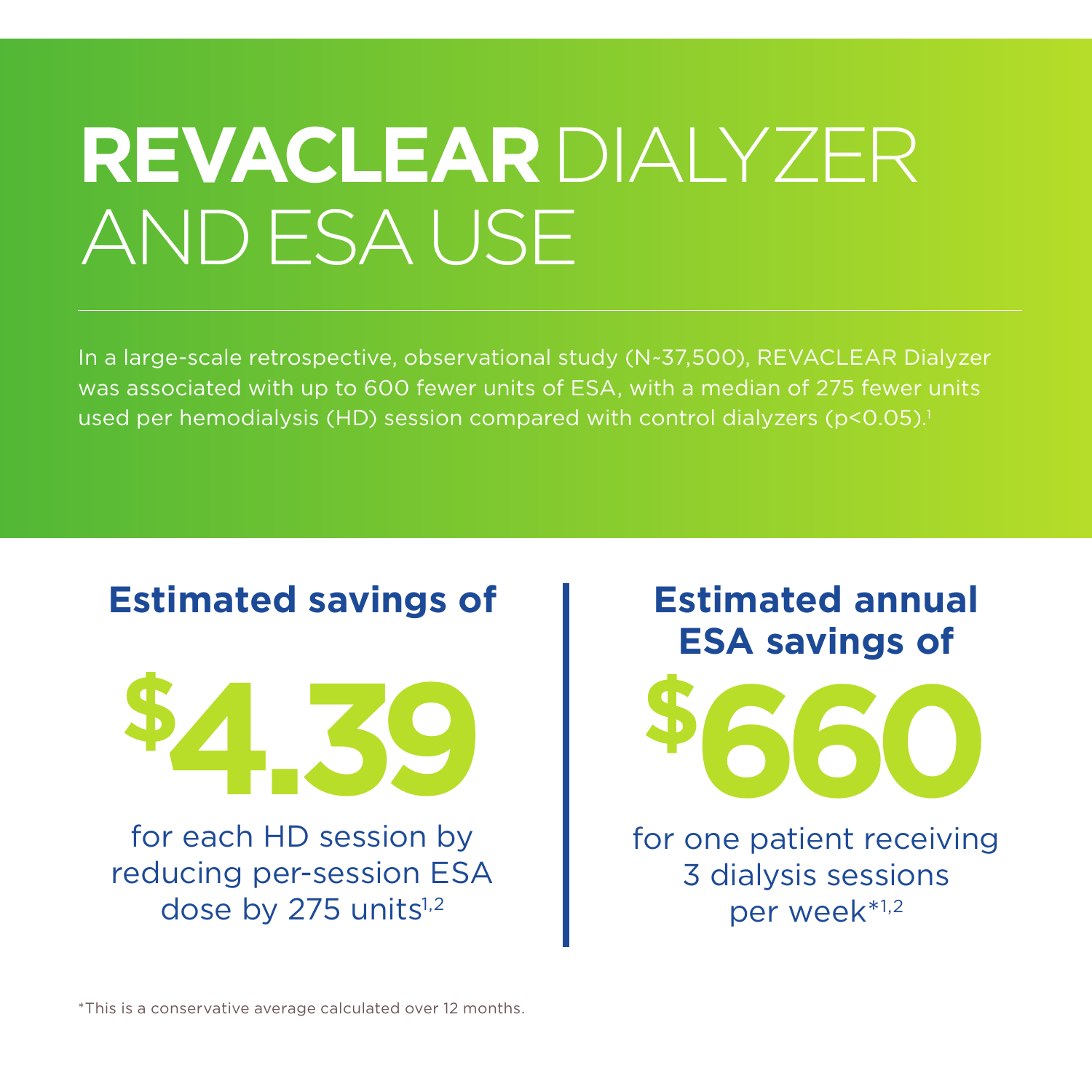# REVACLEAR DIALYZER AND ESA USE

In a large-scale retrospective, observational study (N~37,500), REVACLEAR Dialyzer was associated with up to 600 fewer units of ESA, with a median of 275 fewer units used per hemodialysis (HD) session compared with control dialyzers ($p<0.05$).[1]

## Estimated savings of

**$4.39**

for each HD session by reducing per-session ESA dose by 275 units[1,2]

## Estimated annual ESA savings of

**$660**

for one patient receiving 3 dialysis sessions per week*[1,2]

*This is a conservative average calculated over 12 months.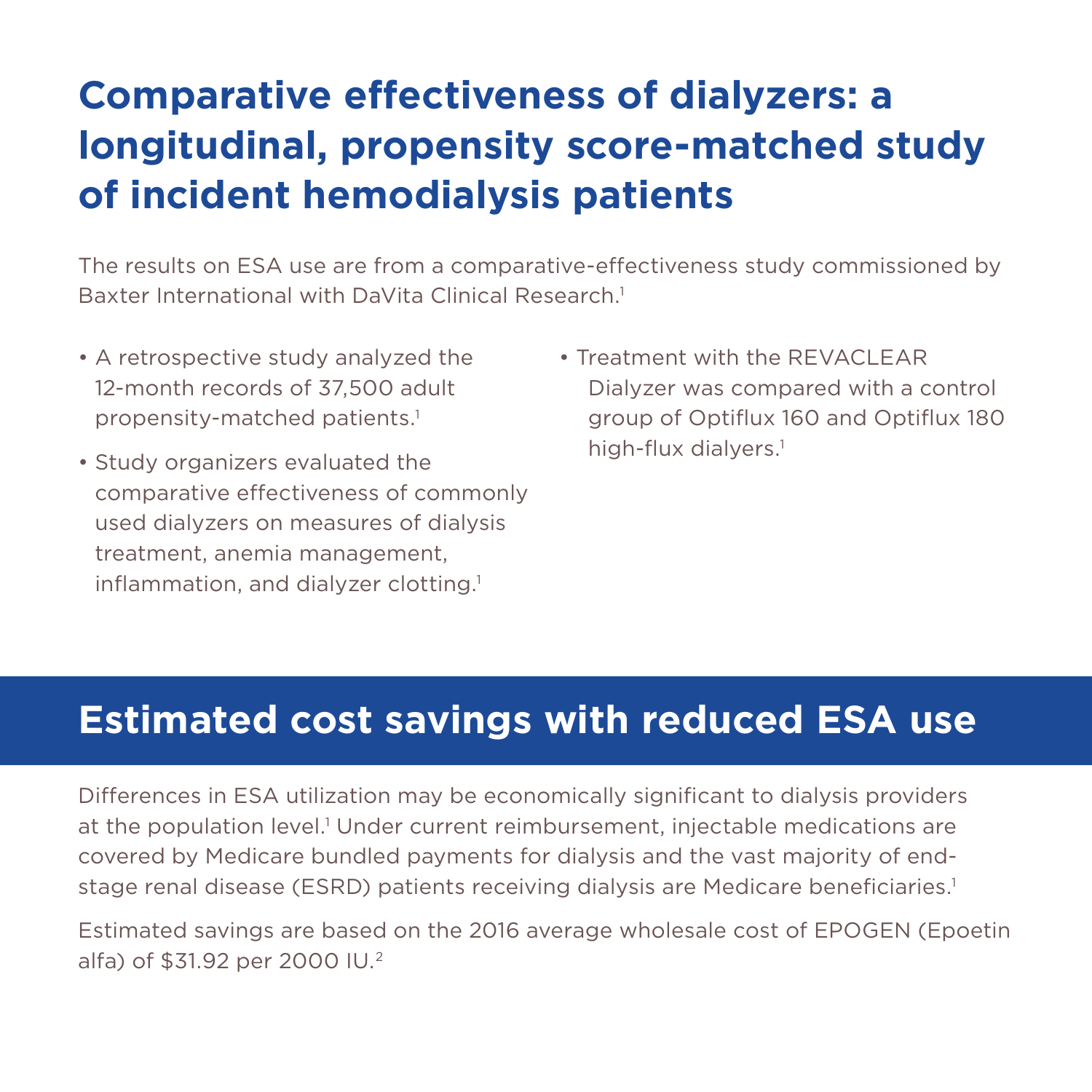# Comparative effectiveness of dialyzers: a longitudinal, propensity score-matched study of incident hemodialysis patients

The results on ESA use are from a comparative-effectiveness study commissioned by Baxter International with DaVita Clinical Research.[1]

- A retrospective study analyzed the 12-month records of 37,500 adult propensity-matched patients.[1]
- Study organizers evaluated the comparative effectiveness of commonly used dialyzers on measures of dialysis treatment, anemia management, inflammation, and dialyzer clotting.[1]
- Treatment with the REVACLEAR Dialyzer was compared with a control group of Optiflux 160 and Optiflux 180 high-flux dialyers.[1]

## Estimated cost savings with reduced ESA use

Differences in ESA utilization may be economically significant to dialysis providers at the population level.[1] Under current reimbursement, injectable medications are covered by Medicare bundled payments for dialysis and the vast majority of end-stage renal disease (ESRD) patients receiving dialysis are Medicare beneficiaries.[1]

Estimated savings are based on the 2016 average wholesale cost of EPOGEN (Epoetin alfa) of $31.92 per 2000 IU.[2]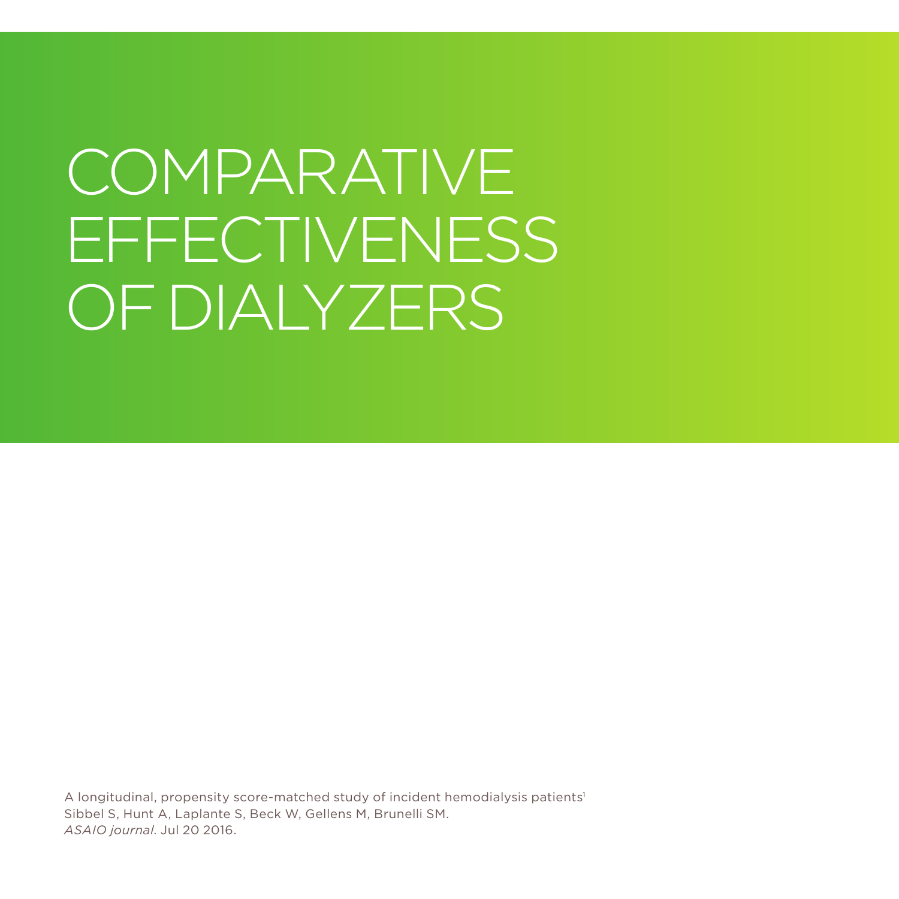# COMPARATIVE EFFECTIVENESS OF DIALYZERS

A longitudinal, propensity score-matched study of incident hemodialysis patients[1]
Sibbel S, Hunt A, Laplante S, Beck W, Gellens M, Brunelli SM.
*ASAIO journal*. Jul 20 2016.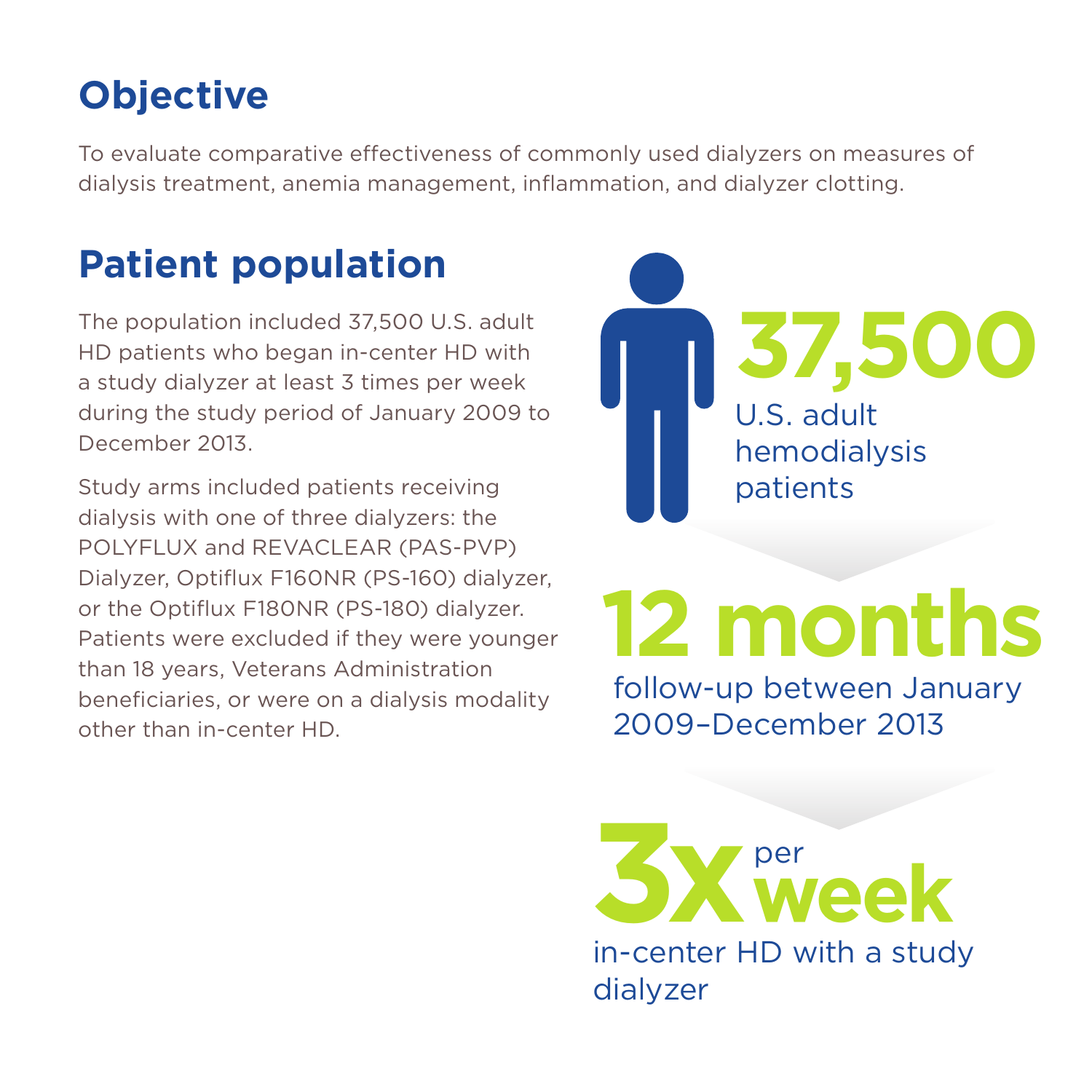## Objective

To evaluate comparative effectiveness of commonly used dialyzers on measures of dialysis treatment, anemia management, inflammation, and dialyzer clotting.

## Patient population

The population included 37,500 U.S. adult HD patients who began in-center HD with a study dialyzer at least 3 times per week during the study period of January 2009 to December 2013.

Study arms included patients receiving dialysis with one of three dialyzers: the POLYFLUX and REVACLEAR (PAS-PVP) Dialyzer, Optiflux F160NR (PS-160) dialyzer, or the Optiflux F180NR (PS-180) dialyzer. Patients were excluded if they were younger than 18 years, Veterans Administration beneficiaries, or were on a dialysis modality other than in-center HD.

**37,500**
U.S. adult hemodialysis patients

**12 months**
follow-up between January 2009–December 2013

**3x per week**
in-center HD with a study dialyzer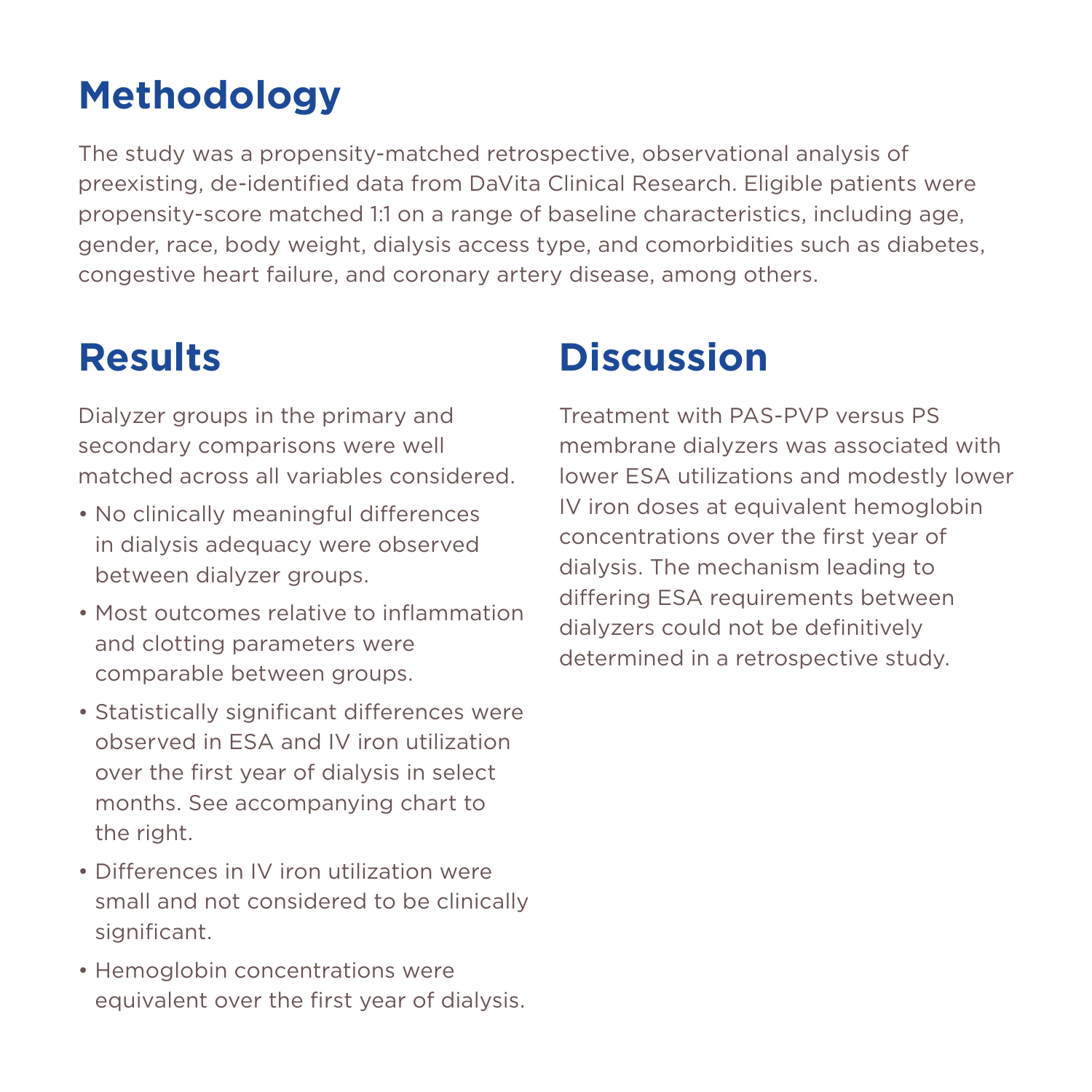## Methodology

The study was a propensity-matched retrospective, observational analysis of preexisting, de-identified data from DaVita Clinical Research. Eligible patients were propensity-score matched 1:1 on a range of baseline characteristics, including age, gender, race, body weight, dialysis access type, and comorbidities such as diabetes, congestive heart failure, and coronary artery disease, among others.

## Results

Dialyzer groups in the primary and secondary comparisons were well matched across all variables considered.

- No clinically meaningful differences in dialysis adequacy were observed between dialyzer groups.
- Most outcomes relative to inflammation and clotting parameters were comparable between groups.
- Statistically significant differences were observed in ESA and IV iron utilization over the first year of dialysis in select months. See accompanying chart to the right.
- Differences in IV iron utilization were small and not considered to be clinically significant.
- Hemoglobin concentrations were equivalent over the first year of dialysis.

## Discussion

Treatment with PAS-PVP versus PS membrane dialyzers was associated with lower ESA utilizations and modestly lower IV iron doses at equivalent hemoglobin concentrations over the first year of dialysis. The mechanism leading to differing ESA requirements between dialyzers could not be definitively determined in a retrospective study.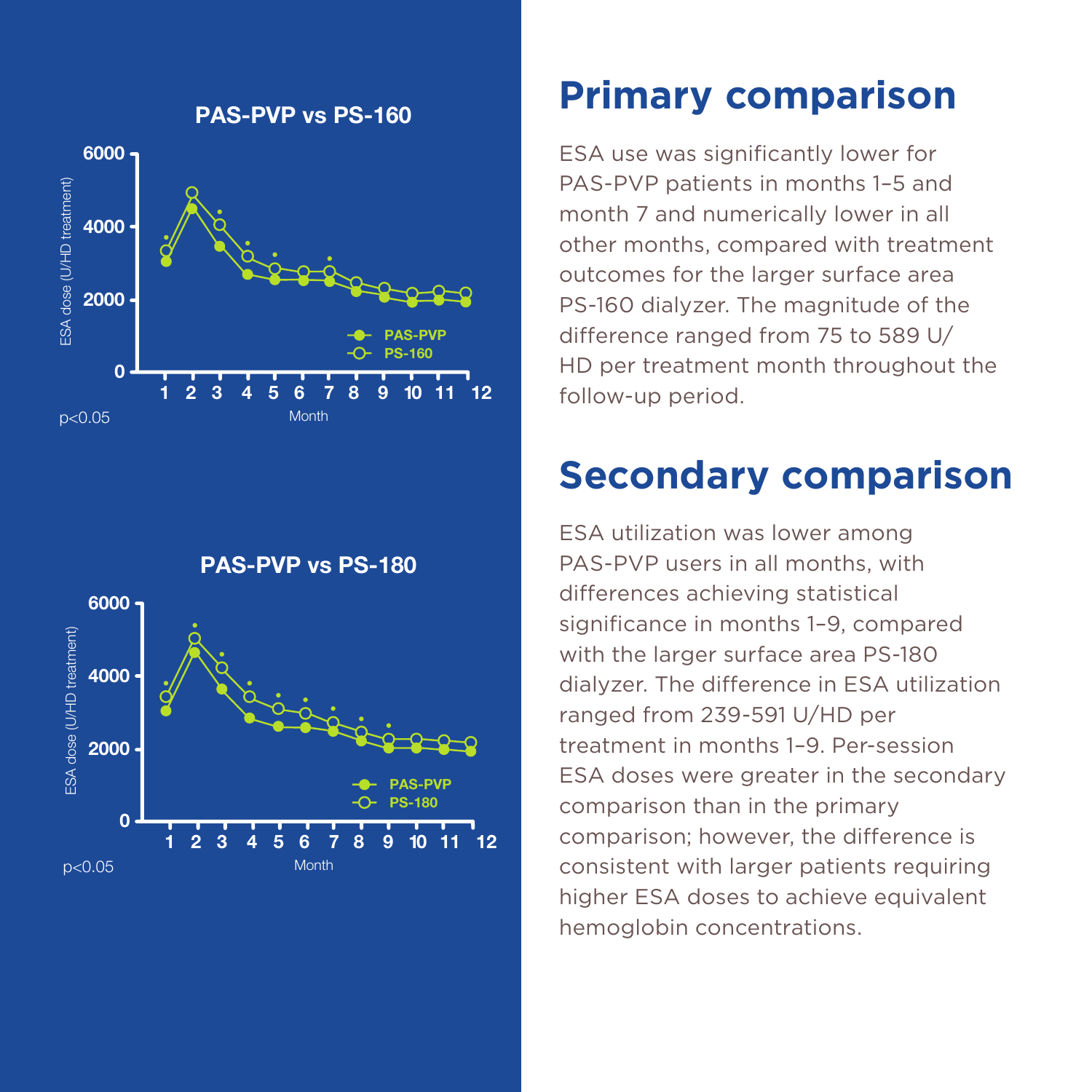PAS-PVP vs PS-160

p<0.05

PAS-PVP vs PS-180

p<0.05

## Primary comparison

ESA use was significantly lower for PAS-PVP patients in months 1–5 and month 7 and numerically lower in all other months, compared with treatment outcomes for the larger surface area PS-160 dialyzer. The magnitude of the difference ranged from 75 to 589 U/HD per treatment month throughout the follow-up period.

## Secondary comparison

ESA utilization was lower among PAS-PVP users in all months, with differences achieving statistical significance in months 1–9, compared with the larger surface area PS-180 dialyzer. The difference in ESA utilization ranged from 239-591 U/HD per treatment in months 1–9. Per-session ESA doses were greater in the secondary comparison than in the primary comparison; however, the difference is consistent with larger patients requiring higher ESA doses to achieve equivalent hemoglobin concentrations.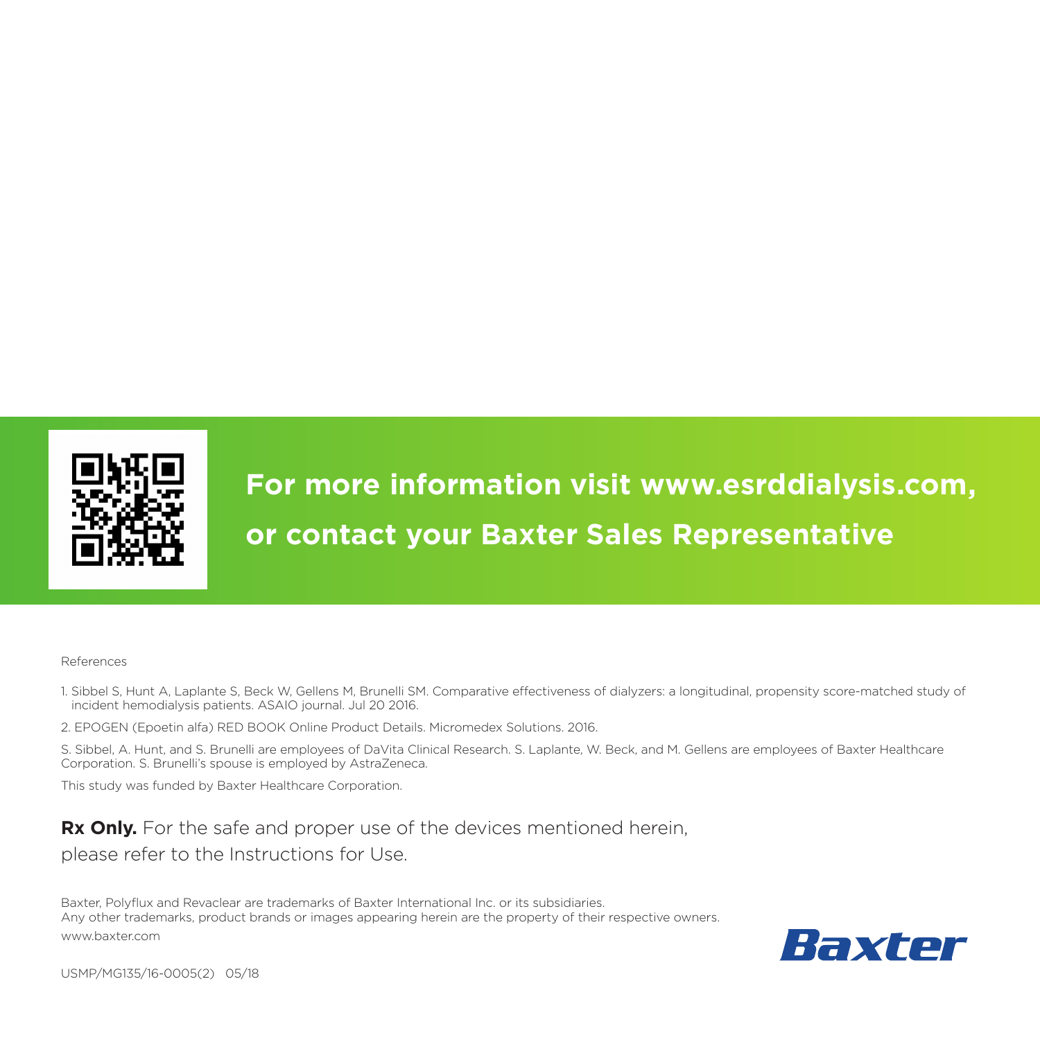**For more information visit www.esrddialysis.com, or contact your Baxter Sales Representative**

References

1. Sibbel S, Hunt A, Laplante S, Beck W, Gellens M, Brunelli SM. Comparative effectiveness of dialyzers: a longitudinal, propensity score-matched study of incident hemodialysis patients. ASAIO journal. Jul 20 2016.
2. EPOGEN (Epoetin alfa) RED BOOK Online Product Details. Micromedex Solutions. 2016.

S. Sibbel, A. Hunt, and S. Brunelli are employees of DaVita Clinical Research. S. Laplante, W. Beck, and M. Gellens are employees of Baxter Healthcare Corporation. S. Brunelli's spouse is employed by AstraZeneca.

This study was funded by Baxter Healthcare Corporation.

**Rx Only.** For the safe and proper use of the devices mentioned herein, please refer to the Instructions for Use.

Baxter, Polyflux and Revaclear are trademarks of Baxter International Inc. or its subsidiaries.
Any other trademarks, product brands or images appearing herein are the property of their respective owners.
www.baxter.com

Baxter

USMP/MG135/16-0005(2) 05/18